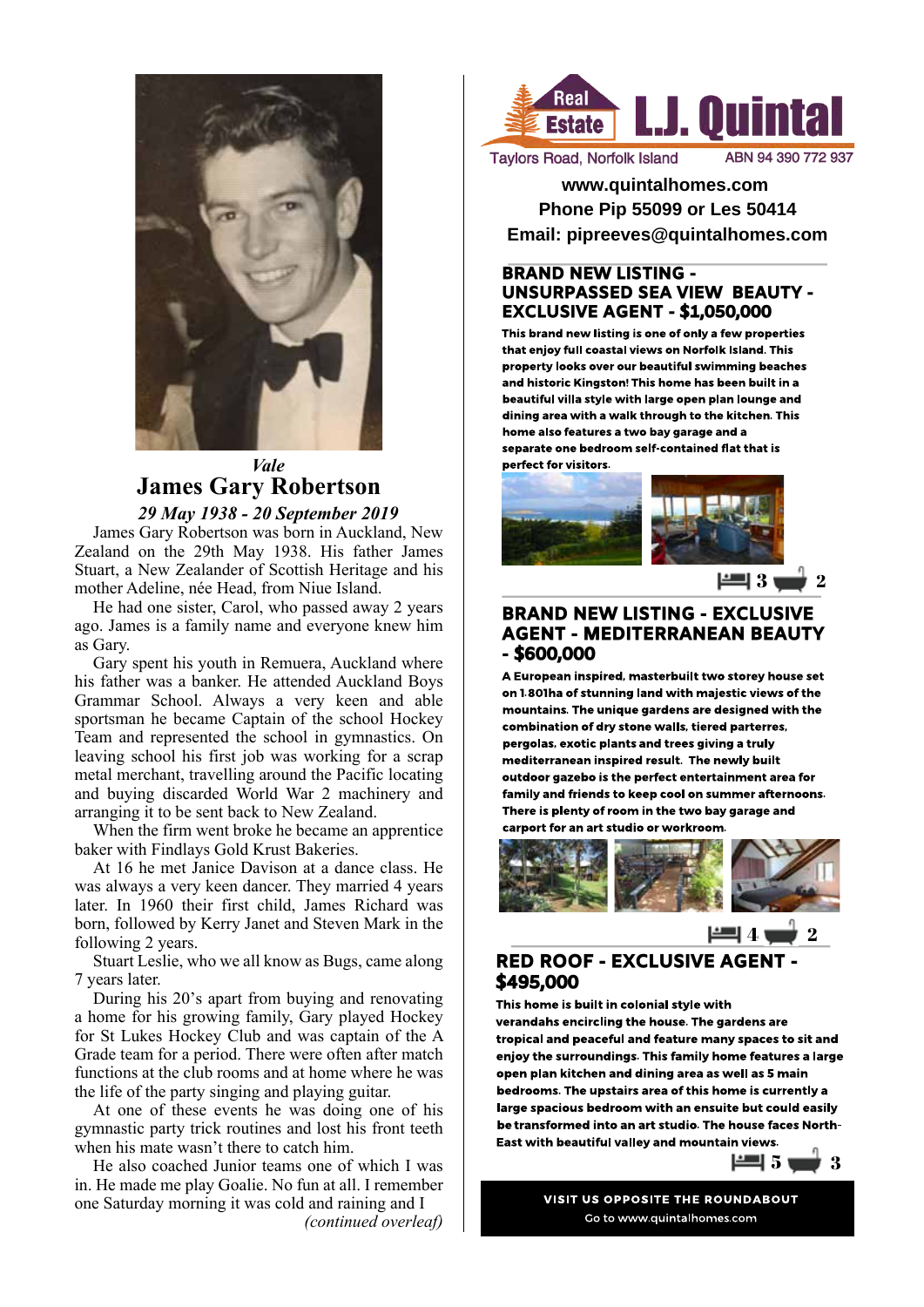*Vale*

# James Gary Robertson

*29 May 1938 - 20 September 2019*

James Gary Robertson was born in Auckland, New Zealand on the 29th May 1938. His father James Stuart, a New Zealander of Scottish Heritage and his mother Adeline, née Head, from Niue Island.

He had one sister, Carol, who passed away 2 years ago. James is a family name and everyone knew him as Gary.

Gary spent his youth in Remuera, Auckland where his father was a banker. He attended Auckland Boys Grammar School. Always a very keen and able sportsman he became Captain of the school Hockey Team and represented the school in gymnastics. On leaving school his first job was working for a scrap metal merchant, travelling around the Pacific locating and buying discarded World War 2 machinery and arranging it to be sent back to New Zealand.

When the firm went broke he became an apprentice baker with Findlays Gold Krust Bakeries.

At 16 he met Janice Davison at a dance class. He was always a very keen dancer. They married 4 years later. In 1960 their first child, James Richard was born, followed by Kerry Janet and Steven Mark in the following 2 years.

Stuart Leslie, who we all know as Bugs, came along 7 years later.

During his 20's apart from buying and renovating a home for his growing family, Gary played Hockey for St Lukes Hockey Club and was captain of the A Grade team for a period. There were often after match functions at the club rooms and at home where he was the life of the party singing and playing guitar.

At one of these events he was doing one of his gymnastic party trick routines and lost his front teeth when his mate wasn't there to catch him.

He also coached Junior teams one of which I was in. He made me play Goalie. No fun at all. I remember one Saturday morning it was cold and raining and I

*(continued overleaf)*

---

# Real Estate L.J. Quintal

Taylors Road, Norfolk Island ABN 94 390 772 937

**www.quintalhomes.com**
**Phone Pip 55099 or Les 50414**
**Email: pipreeves@quintalhomes.com**

## BRAND NEW LISTING - UNSURPASSED SEA VIEW BEAUTY - EXCLUSIVE AGENT - $1,050,000

**This brand new listing is one of only a few properties that enjoy full coastal views on Norfolk Island. This property looks over our beautiful swimming beaches and historic Kingston! This home has been built in a beautiful villa style with large open plan lounge and dining area with a walk through to the kitchen. This home also features a two bay garage and a separate one bedroom self-contained flat that is perfect for visitors.**

Bedrooms: 3 Bathrooms: 2

## BRAND NEW LISTING - EXCLUSIVE AGENT - MEDITERRANEAN BEAUTY - $600,000

**A European inspired, masterbuilt two storey house set on 1.801ha of stunning land with majestic views of the mountains. The unique gardens are designed with the combination of dry stone walls, tiered parterres, pergolas, exotic plants and trees giving a truly mediterranean inspired result. The newly built outdoor gazebo is the perfect entertainment area for family and friends to keep cool on summer afternoons. There is plenty of room in the two bay garage and carport for an art studio or workroom.**

Bedrooms: 4 Bathrooms: 2

## RED ROOF - EXCLUSIVE AGENT - $495,000

**This home is built in colonial style with verandahs encircling the house. The gardens are tropical and peaceful and feature many spaces to sit and enjoy the surroundings. This family home features a large open plan kitchen and dining area as well as 5 main bedrooms. The upstairs area of this home is currently a large spacious bedroom with an ensuite but could easily be transformed into an art studio. The house faces North-East with beautiful valley and mountain views.**

Bedrooms: 5 Bathrooms: 3

**VISIT US OPPOSITE THE ROUNDABOUT**
Go to www.quintalhomes.com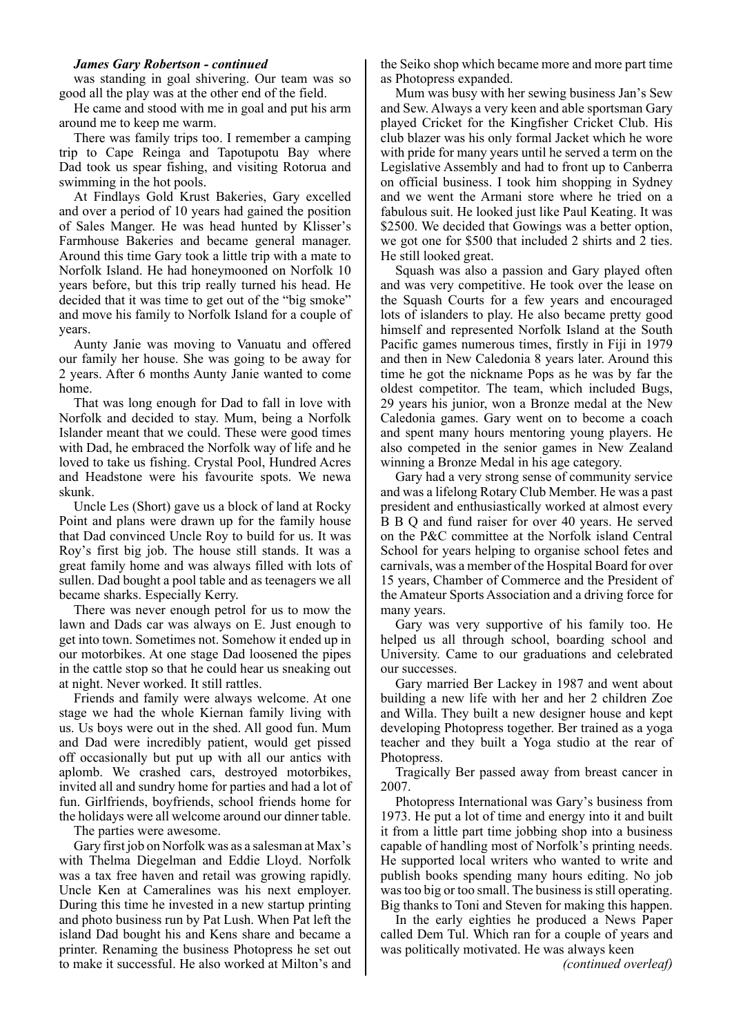***James Gary Robertson - continued***

was standing in goal shivering. Our team was so good all the play was at the other end of the field.

He came and stood with me in goal and put his arm around me to keep me warm.

There was family trips too. I remember a camping trip to Cape Reinga and Tapotupotu Bay where Dad took us spear fishing, and visiting Rotorua and swimming in the hot pools.

At Findlays Gold Krust Bakeries, Gary excelled and over a period of 10 years had gained the position of Sales Manger. He was head hunted by Klisser's Farmhouse Bakeries and became general manager. Around this time Gary took a little trip with a mate to Norfolk Island. He had honeymooned on Norfolk 10 years before, but this trip really turned his head. He decided that it was time to get out of the "big smoke" and move his family to Norfolk Island for a couple of years.

Aunty Janie was moving to Vanuatu and offered our family her house. She was going to be away for 2 years. After 6 months Aunty Janie wanted to come home.

That was long enough for Dad to fall in love with Norfolk and decided to stay. Mum, being a Norfolk Islander meant that we could. These were good times with Dad, he embraced the Norfolk way of life and he loved to take us fishing. Crystal Pool, Hundred Acres and Headstone were his favourite spots. We newa skunk.

Uncle Les (Short) gave us a block of land at Rocky Point and plans were drawn up for the family house that Dad convinced Uncle Roy to build for us. It was Roy's first big job. The house still stands. It was a great family home and was always filled with lots of sullen. Dad bought a pool table and as teenagers we all became sharks. Especially Kerry.

There was never enough petrol for us to mow the lawn and Dads car was always on E. Just enough to get into town. Sometimes not. Somehow it ended up in our motorbikes. At one stage Dad loosened the pipes in the cattle stop so that he could hear us sneaking out at night. Never worked. It still rattles.

Friends and family were always welcome. At one stage we had the whole Kiernan family living with us. Us boys were out in the shed. All good fun. Mum and Dad were incredibly patient, would get pissed off occasionally but put up with all our antics with aplomb. We crashed cars, destroyed motorbikes, invited all and sundry home for parties and had a lot of fun. Girlfriends, boyfriends, school friends home for the holidays were all welcome around our dinner table.

The parties were awesome.

Gary first job on Norfolk was as a salesman at Max's with Thelma Diegelman and Eddie Lloyd. Norfolk was a tax free haven and retail was growing rapidly. Uncle Ken at Cameralines was his next employer. During this time he invested in a new startup printing and photo business run by Pat Lush. When Pat left the island Dad bought his and Kens share and became a printer. Renaming the business Photopress he set out to make it successful. He also worked at Milton's and the Seiko shop which became more and more part time as Photopress expanded.

Mum was busy with her sewing business Jan's Sew and Sew. Always a very keen and able sportsman Gary played Cricket for the Kingfisher Cricket Club. His club blazer was his only formal Jacket which he wore with pride for many years until he served a term on the Legislative Assembly and had to front up to Canberra on official business. I took him shopping in Sydney and we went the Armani store where he tried on a fabulous suit. He looked just like Paul Keating. It was $2500. We decided that Gowings was a better option, we got one for $500 that included 2 shirts and 2 ties. He still looked great.

Squash was also a passion and Gary played often and was very competitive. He took over the lease on the Squash Courts for a few years and encouraged lots of islanders to play. He also became pretty good himself and represented Norfolk Island at the South Pacific games numerous times, firstly in Fiji in 1979 and then in New Caledonia 8 years later. Around this time he got the nickname Pops as he was by far the oldest competitor. The team, which included Bugs, 29 years his junior, won a Bronze medal at the New Caledonia games. Gary went on to become a coach and spent many hours mentoring young players. He also competed in the senior games in New Zealand winning a Bronze Medal in his age category.

Gary had a very strong sense of community service and was a lifelong Rotary Club Member. He was a past president and enthusiastically worked at almost every B B Q and fund raiser for over 40 years. He served on the P&C committee at the Norfolk island Central School for years helping to organise school fetes and carnivals, was a member of the Hospital Board for over 15 years, Chamber of Commerce and the President of the Amateur Sports Association and a driving force for many years.

Gary was very supportive of his family too. He helped us all through school, boarding school and University. Came to our graduations and celebrated our successes.

Gary married Ber Lackey in 1987 and went about building a new life with her and her 2 children Zoe and Willa. They built a new designer house and kept developing Photopress together. Ber trained as a yoga teacher and they built a Yoga studio at the rear of Photopress.

Tragically Ber passed away from breast cancer in 2007.

Photopress International was Gary's business from 1973. He put a lot of time and energy into it and built it from a little part time jobbing shop into a business capable of handling most of Norfolk's printing needs. He supported local writers who wanted to write and publish books spending many hours editing. No job was too big or too small. The business is still operating. Big thanks to Toni and Steven for making this happen.

In the early eighties he produced a News Paper called Dem Tul. Which ran for a couple of years and was politically motivated. He was always keen

*(continued overleaf)*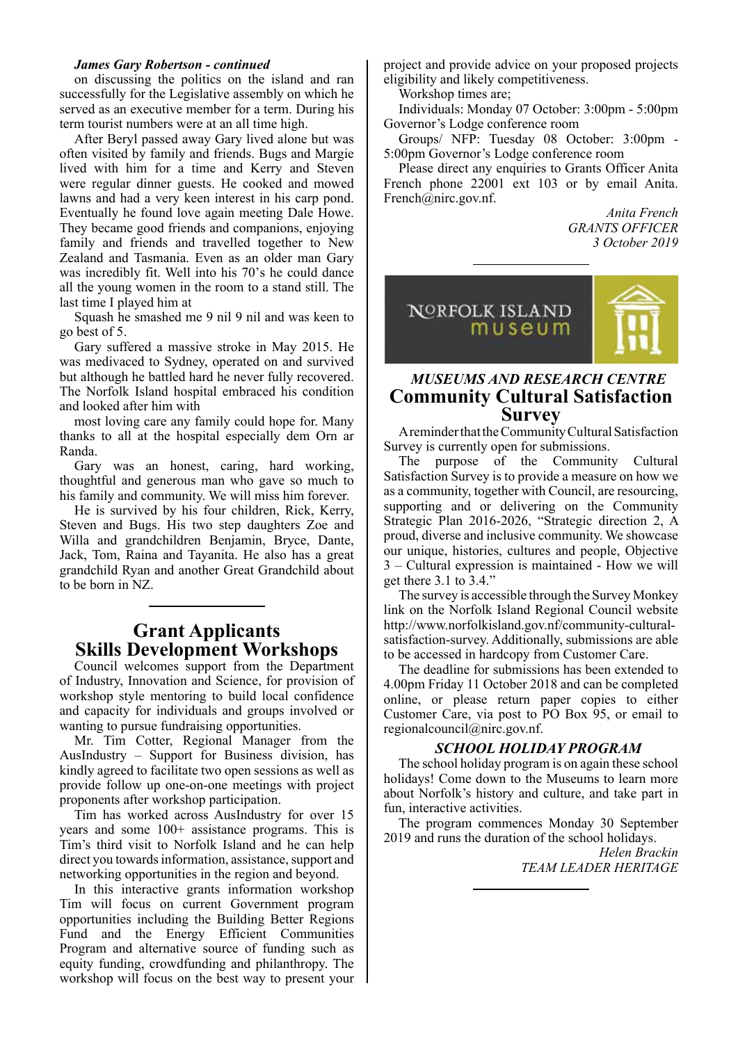***James Gary Robertson - continued***

on discussing the politics on the island and ran successfully for the Legislative assembly on which he served as an executive member for a term. During his term tourist numbers were at an all time high.

After Beryl passed away Gary lived alone but was often visited by family and friends. Bugs and Margie lived with him for a time and Kerry and Steven were regular dinner guests. He cooked and mowed lawns and had a very keen interest in his carp pond. Eventually he found love again meeting Dale Howe. They became good friends and companions, enjoying family and friends and travelled together to New Zealand and Tasmania. Even as an older man Gary was incredibly fit. Well into his 70's he could dance all the young women in the room to a stand still. The last time I played him at

Squash he smashed me 9 nil 9 nil and was keen to go best of 5.

Gary suffered a massive stroke in May 2015. He was medivaced to Sydney, operated on and survived but although he battled hard he never fully recovered. The Norfolk Island hospital embraced his condition and looked after him with

most loving care any family could hope for. Many thanks to all at the hospital especially dem Orn ar Randa.

Gary was an honest, caring, hard working, thoughtful and generous man who gave so much to his family and community. We will miss him forever.

He is survived by his four children, Rick, Kerry, Steven and Bugs. His two step daughters Zoe and Willa and grandchildren Benjamin, Bryce, Dante, Jack, Tom, Raina and Tayanita. He also has a great grandchild Ryan and another Great Grandchild about to be born in NZ.

---

## Grant Applicants Skills Development Workshops

Council welcomes support from the Department of Industry, Innovation and Science, for provision of workshop style mentoring to build local confidence and capacity for individuals and groups involved or wanting to pursue fundraising opportunities.

Mr. Tim Cotter, Regional Manager from the AusIndustry – Support for Business division, has kindly agreed to facilitate two open sessions as well as provide follow up one-on-one meetings with project proponents after workshop participation.

Tim has worked across AusIndustry for over 15 years and some 100+ assistance programs. This is Tim's third visit to Norfolk Island and he can help direct you towards information, assistance, support and networking opportunities in the region and beyond.

In this interactive grants information workshop Tim will focus on current Government program opportunities including the Building Better Regions Fund and the Energy Efficient Communities Program and alternative source of funding such as equity funding, crowdfunding and philanthropy. The workshop will focus on the best way to present your project and provide advice on your proposed projects eligibility and likely competitiveness.

Workshop times are;

Individuals: Monday 07 October: 3:00pm - 5:00pm Governor's Lodge conference room

Groups/ NFP: Tuesday 08 October: 3:00pm - 5:00pm Governor's Lodge conference room

Please direct any enquiries to Grants Officer Anita French phone 22001 ext 103 or by email Anita.French@nirc.gov.nf.

*Anita French*
*GRANTS OFFICER*
*3 October 2019*

---

NORFOLK ISLAND museum

***MUSEUMS AND RESEARCH CENTRE***

## Community Cultural Satisfaction Survey

A reminder that the Community Cultural Satisfaction Survey is currently open for submissions.

The purpose of the Community Cultural Satisfaction Survey is to provide a measure on how we as a community, together with Council, are resourcing, supporting and or delivering on the Community Strategic Plan 2016-2026, "Strategic direction 2, A proud, diverse and inclusive community. We showcase our unique, histories, cultures and people, Objective 3 – Cultural expression is maintained - How we will get there 3.1 to 3.4."

The survey is accessible through the Survey Monkey link on the Norfolk Island Regional Council website http://www.norfolkisland.gov.nf/community-cultural-satisfaction-survey. Additionally, submissions are able to be accessed in hardcopy from Customer Care.

The deadline for submissions has been extended to 4.00pm Friday 11 October 2018 and can be completed online, or please return paper copies to either Customer Care, via post to PO Box 95, or email to regionalcouncil@nirc.gov.nf.

***SCHOOL HOLIDAY PROGRAM***

The school holiday program is on again these school holidays! Come down to the Museums to learn more about Norfolk's history and culture, and take part in fun, interactive activities.

The program commences Monday 30 September 2019 and runs the duration of the school holidays.

*Helen Brackin*
*TEAM LEADER HERITAGE*